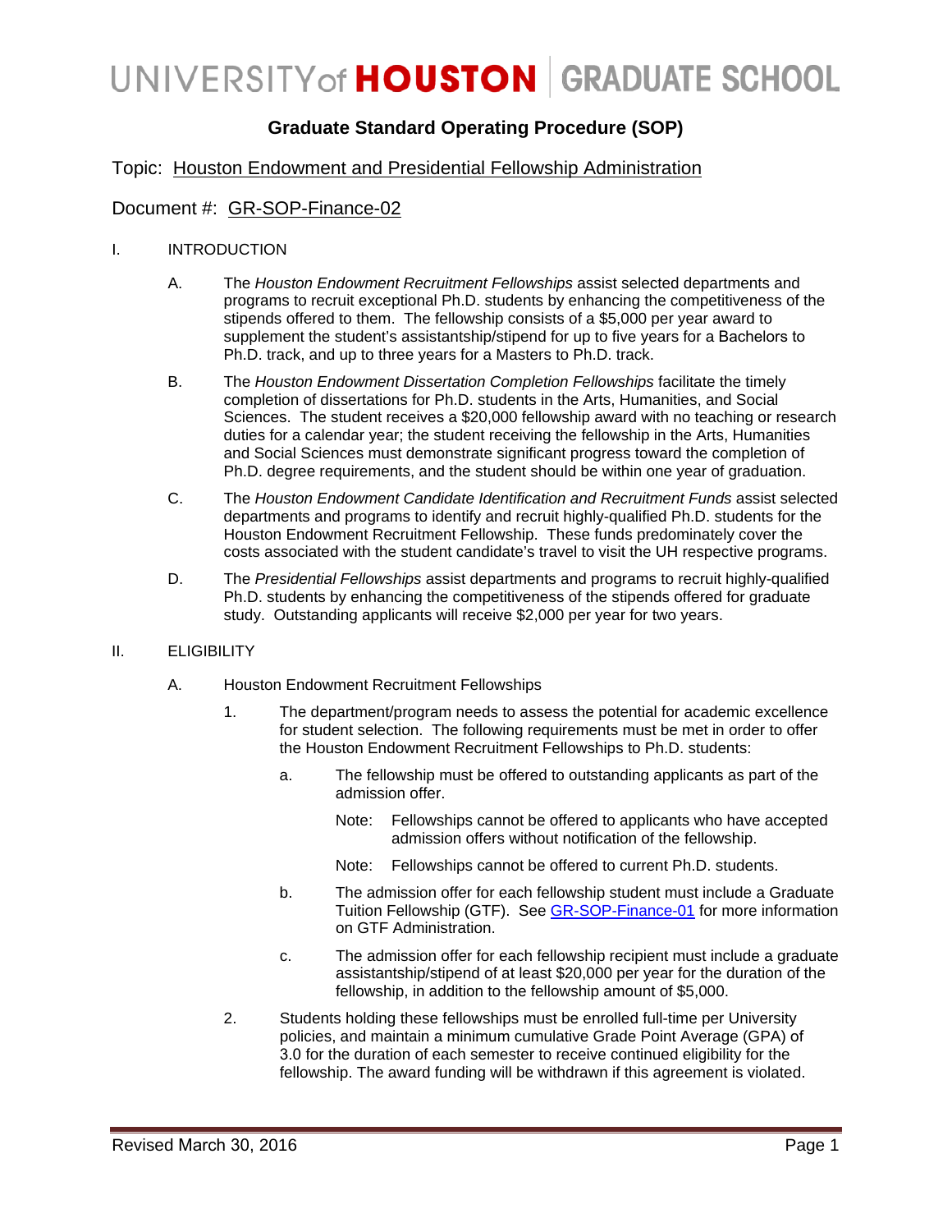# UNIVERSITY of HOUSTON | GRADUATE SCHOOL

## Graduate Standard Operating Procedure (SOP)

Topic: Houston Endowment and Presidential Fellowship Administration

Document #: GR-SOP-Finance-02

I. INTRODUCTION

A. The *Houston Endowment Recruitment Fellowships* assist selected departments and programs to recruit exceptional Ph.D. students by enhancing the competitiveness of the stipends offered to them. The fellowship consists of a $5,000 per year award to supplement the student's assistantship/stipend for up to five years for a Bachelors to Ph.D. track, and up to three years for a Masters to Ph.D. track.

B. The *Houston Endowment Dissertation Completion Fellowships* facilitate the timely completion of dissertations for Ph.D. students in the Arts, Humanities, and Social Sciences. The student receives a $20,000 fellowship award with no teaching or research duties for a calendar year; the student receiving the fellowship in the Arts, Humanities and Social Sciences must demonstrate significant progress toward the completion of Ph.D. degree requirements, and the student should be within one year of graduation.

C. The *Houston Endowment Candidate Identification and Recruitment Funds* assist selected departments and programs to identify and recruit highly-qualified Ph.D. students for the Houston Endowment Recruitment Fellowship. These funds predominately cover the costs associated with the student candidate's travel to visit the UH respective programs.

D. The *Presidential Fellowships* assist departments and programs to recruit highly-qualified Ph.D. students by enhancing the competitiveness of the stipends offered for graduate study. Outstanding applicants will receive $2,000 per year for two years.

II. ELIGIBILITY

A. Houston Endowment Recruitment Fellowships

1. The department/program needs to assess the potential for academic excellence for student selection. The following requirements must be met in order to offer the Houston Endowment Recruitment Fellowships to Ph.D. students:

a. The fellowship must be offered to outstanding applicants as part of the admission offer.

Note: Fellowships cannot be offered to applicants who have accepted admission offers without notification of the fellowship.

Note: Fellowships cannot be offered to current Ph.D. students.

b. The admission offer for each fellowship student must include a Graduate Tuition Fellowship (GTF). See GR-SOP-Finance-01 for more information on GTF Administration.

c. The admission offer for each fellowship recipient must include a graduate assistantship/stipend of at least $20,000 per year for the duration of the fellowship, in addition to the fellowship amount of $5,000.

2. Students holding these fellowships must be enrolled full-time per University policies, and maintain a minimum cumulative Grade Point Average (GPA) of 3.0 for the duration of each semester to receive continued eligibility for the fellowship. The award funding will be withdrawn if this agreement is violated.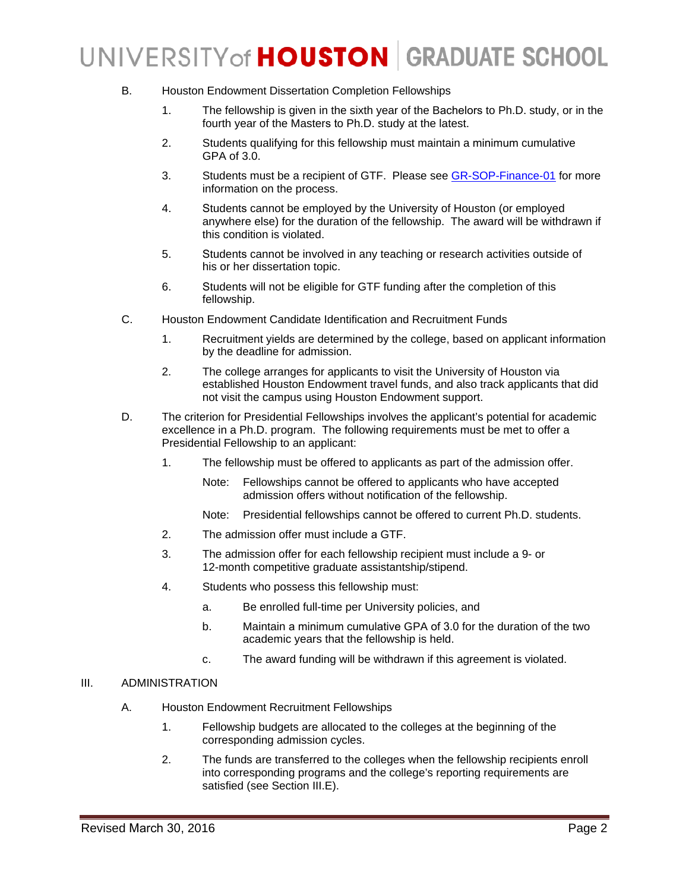B. Houston Endowment Dissertation Completion Fellowships

1. The fellowship is given in the sixth year of the Bachelors to Ph.D. study, or in the fourth year of the Masters to Ph.D. study at the latest.

2. Students qualifying for this fellowship must maintain a minimum cumulative GPA of 3.0.

3. Students must be a recipient of GTF. Please see GR-SOP-Finance-01 for more information on the process.

4. Students cannot be employed by the University of Houston (or employed anywhere else) for the duration of the fellowship. The award will be withdrawn if this condition is violated.

5. Students cannot be involved in any teaching or research activities outside of his or her dissertation topic.

6. Students will not be eligible for GTF funding after the completion of this fellowship.

C. Houston Endowment Candidate Identification and Recruitment Funds

1. Recruitment yields are determined by the college, based on applicant information by the deadline for admission.

2. The college arranges for applicants to visit the University of Houston via established Houston Endowment travel funds, and also track applicants that did not visit the campus using Houston Endowment support.

D. The criterion for Presidential Fellowships involves the applicant's potential for academic excellence in a Ph.D. program. The following requirements must be met to offer a Presidential Fellowship to an applicant:

1. The fellowship must be offered to applicants as part of the admission offer.

   Note: Fellowships cannot be offered to applicants who have accepted admission offers without notification of the fellowship.

   Note: Presidential fellowships cannot be offered to current Ph.D. students.

2. The admission offer must include a GTF.

3. The admission offer for each fellowship recipient must include a 9- or 12-month competitive graduate assistantship/stipend.

4. Students who possess this fellowship must:

   a. Be enrolled full-time per University policies, and

   b. Maintain a minimum cumulative GPA of 3.0 for the duration of the two academic years that the fellowship is held.

   c. The award funding will be withdrawn if this agreement is violated.

## III. ADMINISTRATION

A. Houston Endowment Recruitment Fellowships

1. Fellowship budgets are allocated to the colleges at the beginning of the corresponding admission cycles.

2. The funds are transferred to the colleges when the fellowship recipients enroll into corresponding programs and the college's reporting requirements are satisfied (see Section III.E).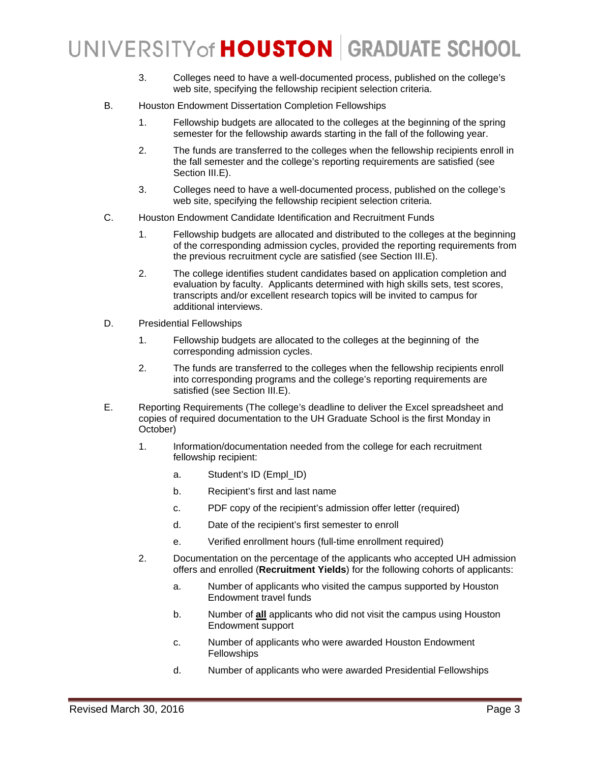3. Colleges need to have a well-documented process, published on the college's web site, specifying the fellowship recipient selection criteria.

B. Houston Endowment Dissertation Completion Fellowships

1. Fellowship budgets are allocated to the colleges at the beginning of the spring semester for the fellowship awards starting in the fall of the following year.

2. The funds are transferred to the colleges when the fellowship recipients enroll in the fall semester and the college's reporting requirements are satisfied (see Section III.E).

3. Colleges need to have a well-documented process, published on the college's web site, specifying the fellowship recipient selection criteria.

C. Houston Endowment Candidate Identification and Recruitment Funds

1. Fellowship budgets are allocated and distributed to the colleges at the beginning of the corresponding admission cycles, provided the reporting requirements from the previous recruitment cycle are satisfied (see Section III.E).

2. The college identifies student candidates based on application completion and evaluation by faculty. Applicants determined with high skills sets, test scores, transcripts and/or excellent research topics will be invited to campus for additional interviews.

D. Presidential Fellowships

1. Fellowship budgets are allocated to the colleges at the beginning of the corresponding admission cycles.

2. The funds are transferred to the colleges when the fellowship recipients enroll into corresponding programs and the college's reporting requirements are satisfied (see Section III.E).

E. Reporting Requirements (The college's deadline to deliver the Excel spreadsheet and copies of required documentation to the UH Graduate School is the first Monday in October)

1. Information/documentation needed from the college for each recruitment fellowship recipient:

   a. Student's ID (Empl_ID)

   b. Recipient's first and last name

   c. PDF copy of the recipient's admission offer letter (required)

   d. Date of the recipient's first semester to enroll

   e. Verified enrollment hours (full-time enrollment required)

2. Documentation on the percentage of the applicants who accepted UH admission offers and enrolled (**Recruitment Yields**) for the following cohorts of applicants:

   a. Number of applicants who visited the campus supported by Houston Endowment travel funds

   b. Number of **all** applicants who did not visit the campus using Houston Endowment support

   c. Number of applicants who were awarded Houston Endowment Fellowships

   d. Number of applicants who were awarded Presidential Fellowships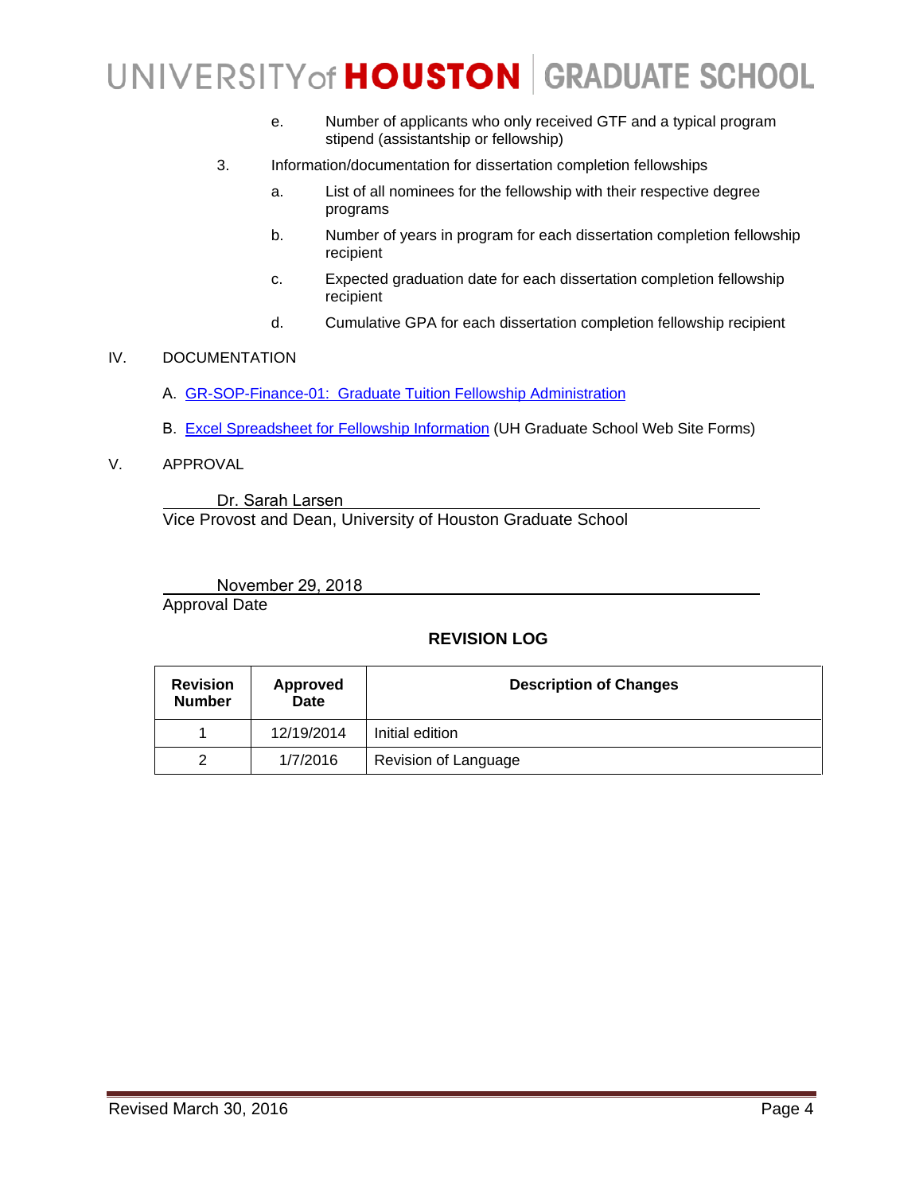e. Number of applicants who only received GTF and a typical program stipend (assistantship or fellowship)

3. Information/documentation for dissertation completion fellowships

   a. List of all nominees for the fellowship with their respective degree programs

   b. Number of years in program for each dissertation completion fellowship recipient

   c. Expected graduation date for each dissertation completion fellowship recipient

   d. Cumulative GPA for each dissertation completion fellowship recipient

## IV. DOCUMENTATION

A. GR-SOP-Finance-01: Graduate Tuition Fellowship Administration

B. Excel Spreadsheet for Fellowship Information (UH Graduate School Web Site Forms)

## V. APPROVAL

Dr. Sarah Larsen
Vice Provost and Dean, University of Houston Graduate School

November 29, 2018
Approval Date

### REVISION LOG

| Revision Number | Approved Date | Description of Changes |
|---|---|---|
| 1 | 12/19/2014 | Initial edition |
| 2 | 1/7/2016 | Revision of Language |